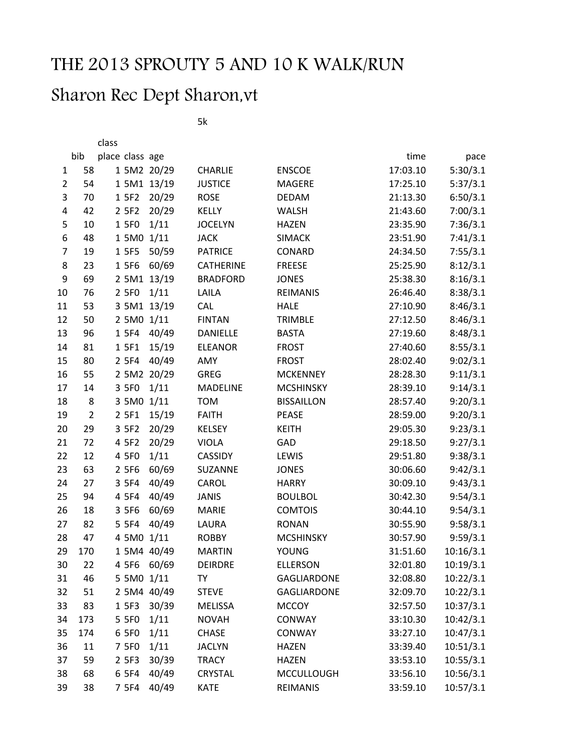# THE 2013 SPROUTY 5 AND 10 K WALK/RUN

## Sharon Rec Dept Sharon,vt

5k

|  | bib | class place | class | age |  |  | time | pace |
|---|---|---|---|---|---|---|---|---|
| 1 | 58 | 1 | 5M2 | 20/29 | CHARLIE | ENSCOE | 17:03.10 | 5:30/3.1 |
| 2 | 54 | 1 | 5M1 | 13/19 | JUSTICE | MAGERE | 17:25.10 | 5:37/3.1 |
| 3 | 70 | 1 | 5F2 | 20/29 | ROSE | DEDAM | 21:13.30 | 6:50/3.1 |
| 4 | 42 | 2 | 5F2 | 20/29 | KELLY | WALSH | 21:43.60 | 7:00/3.1 |
| 5 | 10 | 1 | 5F0 | 1/11 | JOCELYN | HAZEN | 23:35.90 | 7:36/3.1 |
| 6 | 48 | 1 | 5M0 | 1/11 | JACK | SIMACK | 23:51.90 | 7:41/3.1 |
| 7 | 19 | 1 | 5F5 | 50/59 | PATRICE | CONARD | 24:34.50 | 7:55/3.1 |
| 8 | 23 | 1 | 5F6 | 60/69 | CATHERINE | FREESE | 25:25.90 | 8:12/3.1 |
| 9 | 69 | 2 | 5M1 | 13/19 | BRADFORD | JONES | 25:38.30 | 8:16/3.1 |
| 10 | 76 | 2 | 5F0 | 1/11 | LAILA | REIMANIS | 26:46.40 | 8:38/3.1 |
| 11 | 53 | 3 | 5M1 | 13/19 | CAL | HALE | 27:10.90 | 8:46/3.1 |
| 12 | 50 | 2 | 5M0 | 1/11 | FINTAN | TRIMBLE | 27:12.50 | 8:46/3.1 |
| 13 | 96 | 1 | 5F4 | 40/49 | DANIELLE | BASTA | 27:19.60 | 8:48/3.1 |
| 14 | 81 | 1 | 5F1 | 15/19 | ELEANOR | FROST | 27:40.60 | 8:55/3.1 |
| 15 | 80 | 2 | 5F4 | 40/49 | AMY | FROST | 28:02.40 | 9:02/3.1 |
| 16 | 55 | 2 | 5M2 | 20/29 | GREG | MCKENNEY | 28:28.30 | 9:11/3.1 |
| 17 | 14 | 3 | 5F0 | 1/11 | MADELINE | MCSHINSKY | 28:39.10 | 9:14/3.1 |
| 18 | 8 | 3 | 5M0 | 1/11 | TOM | BISSAILLON | 28:57.40 | 9:20/3.1 |
| 19 | 2 | 2 | 5F1 | 15/19 | FAITH | PEASE | 28:59.00 | 9:20/3.1 |
| 20 | 29 | 3 | 5F2 | 20/29 | KELSEY | KEITH | 29:05.30 | 9:23/3.1 |
| 21 | 72 | 4 | 5F2 | 20/29 | VIOLA | GAD | 29:18.50 | 9:27/3.1 |
| 22 | 12 | 4 | 5F0 | 1/11 | CASSIDY | LEWIS | 29:51.80 | 9:38/3.1 |
| 23 | 63 | 2 | 5F6 | 60/69 | SUZANNE | JONES | 30:06.60 | 9:42/3.1 |
| 24 | 27 | 3 | 5F4 | 40/49 | CAROL | HARRY | 30:09.10 | 9:43/3.1 |
| 25 | 94 | 4 | 5F4 | 40/49 | JANIS | BOULBOL | 30:42.30 | 9:54/3.1 |
| 26 | 18 | 3 | 5F6 | 60/69 | MARIE | COMTOIS | 30:44.10 | 9:54/3.1 |
| 27 | 82 | 5 | 5F4 | 40/49 | LAURA | RONAN | 30:55.90 | 9:58/3.1 |
| 28 | 47 | 4 | 5M0 | 1/11 | ROBBY | MCSHINSKY | 30:57.90 | 9:59/3.1 |
| 29 | 170 | 1 | 5M4 | 40/49 | MARTIN | YOUNG | 31:51.60 | 10:16/3.1 |
| 30 | 22 | 4 | 5F6 | 60/69 | DEIRDRE | ELLERSON | 32:01.80 | 10:19/3.1 |
| 31 | 46 | 5 | 5M0 | 1/11 | TY | GAGLIARDONE | 32:08.80 | 10:22/3.1 |
| 32 | 51 | 2 | 5M4 | 40/49 | STEVE | GAGLIARDONE | 32:09.70 | 10:22/3.1 |
| 33 | 83 | 1 | 5F3 | 30/39 | MELISSA | MCCOY | 32:57.50 | 10:37/3.1 |
| 34 | 173 | 5 | 5F0 | 1/11 | NOVAH | CONWAY | 33:10.30 | 10:42/3.1 |
| 35 | 174 | 6 | 5F0 | 1/11 | CHASE | CONWAY | 33:27.10 | 10:47/3.1 |
| 36 | 11 | 7 | 5F0 | 1/11 | JACLYN | HAZEN | 33:39.40 | 10:51/3.1 |
| 37 | 59 | 2 | 5F3 | 30/39 | TRACY | HAZEN | 33:53.10 | 10:55/3.1 |
| 38 | 68 | 6 | 5F4 | 40/49 | CRYSTAL | MCCULLOUGH | 33:56.10 | 10:56/3.1 |
| 39 | 38 | 7 | 5F4 | 40/49 | KATE | REIMANIS | 33:59.10 | 10:57/3.1 |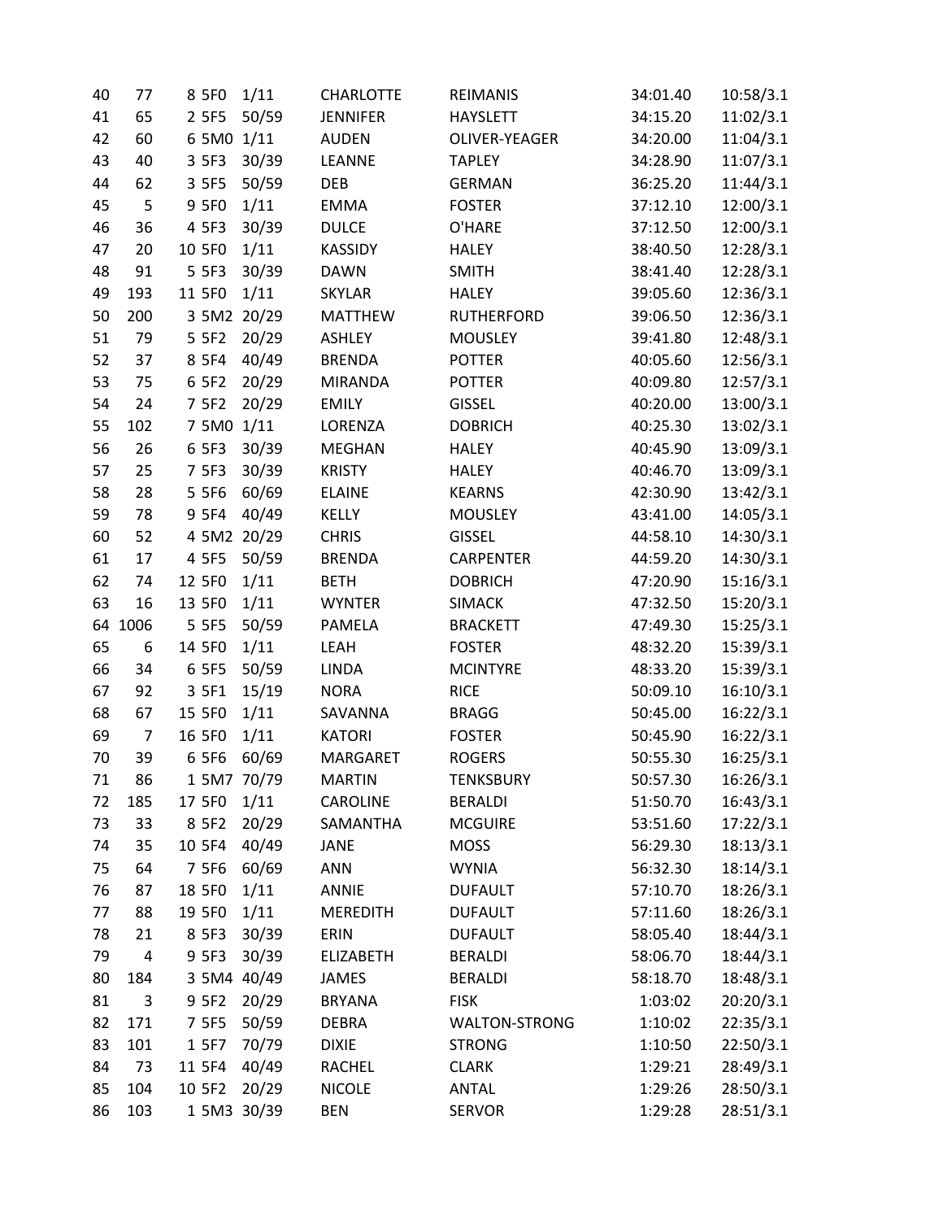| | | | | | | | | |
|---|---|---|---|---|---|---|---|---|
| 40 | 77 | 8 | 5F0 | 1/11 | CHARLOTTE | REIMANIS | 34:01.40 | 10:58/3.1 |
| 41 | 65 | 2 | 5F5 | 50/59 | JENNIFER | HAYSLETT | 34:15.20 | 11:02/3.1 |
| 42 | 60 | 6 | 5M0 | 1/11 | AUDEN | OLIVER-YEAGER | 34:20.00 | 11:04/3.1 |
| 43 | 40 | 3 | 5F3 | 30/39 | LEANNE | TAPLEY | 34:28.90 | 11:07/3.1 |
| 44 | 62 | 3 | 5F5 | 50/59 | DEB | GERMAN | 36:25.20 | 11:44/3.1 |
| 45 | 5 | 9 | 5F0 | 1/11 | EMMA | FOSTER | 37:12.10 | 12:00/3.1 |
| 46 | 36 | 4 | 5F3 | 30/39 | DULCE | O'HARE | 37:12.50 | 12:00/3.1 |
| 47 | 20 | 10 | 5F0 | 1/11 | KASSIDY | HALEY | 38:40.50 | 12:28/3.1 |
| 48 | 91 | 5 | 5F3 | 30/39 | DAWN | SMITH | 38:41.40 | 12:28/3.1 |
| 49 | 193 | 11 | 5F0 | 1/11 | SKYLAR | HALEY | 39:05.60 | 12:36/3.1 |
| 50 | 200 | 3 | 5M2 | 20/29 | MATTHEW | RUTHERFORD | 39:06.50 | 12:36/3.1 |
| 51 | 79 | 5 | 5F2 | 20/29 | ASHLEY | MOUSLEY | 39:41.80 | 12:48/3.1 |
| 52 | 37 | 8 | 5F4 | 40/49 | BRENDA | POTTER | 40:05.60 | 12:56/3.1 |
| 53 | 75 | 6 | 5F2 | 20/29 | MIRANDA | POTTER | 40:09.80 | 12:57/3.1 |
| 54 | 24 | 7 | 5F2 | 20/29 | EMILY | GISSEL | 40:20.00 | 13:00/3.1 |
| 55 | 102 | 7 | 5M0 | 1/11 | LORENZA | DOBRICH | 40:25.30 | 13:02/3.1 |
| 56 | 26 | 6 | 5F3 | 30/39 | MEGHAN | HALEY | 40:45.90 | 13:09/3.1 |
| 57 | 25 | 7 | 5F3 | 30/39 | KRISTY | HALEY | 40:46.70 | 13:09/3.1 |
| 58 | 28 | 5 | 5F6 | 60/69 | ELAINE | KEARNS | 42:30.90 | 13:42/3.1 |
| 59 | 78 | 9 | 5F4 | 40/49 | KELLY | MOUSLEY | 43:41.00 | 14:05/3.1 |
| 60 | 52 | 4 | 5M2 | 20/29 | CHRIS | GISSEL | 44:58.10 | 14:30/3.1 |
| 61 | 17 | 4 | 5F5 | 50/59 | BRENDA | CARPENTER | 44:59.20 | 14:30/3.1 |
| 62 | 74 | 12 | 5F0 | 1/11 | BETH | DOBRICH | 47:20.90 | 15:16/3.1 |
| 63 | 16 | 13 | 5F0 | 1/11 | WYNTER | SIMACK | 47:32.50 | 15:20/3.1 |
| 64 | 1006 | 5 | 5F5 | 50/59 | PAMELA | BRACKETT | 47:49.30 | 15:25/3.1 |
| 65 | 6 | 14 | 5F0 | 1/11 | LEAH | FOSTER | 48:32.20 | 15:39/3.1 |
| 66 | 34 | 6 | 5F5 | 50/59 | LINDA | MCINTYRE | 48:33.20 | 15:39/3.1 |
| 67 | 92 | 3 | 5F1 | 15/19 | NORA | RICE | 50:09.10 | 16:10/3.1 |
| 68 | 67 | 15 | 5F0 | 1/11 | SAVANNA | BRAGG | 50:45.00 | 16:22/3.1 |
| 69 | 7 | 16 | 5F0 | 1/11 | KATORI | FOSTER | 50:45.90 | 16:22/3.1 |
| 70 | 39 | 6 | 5F6 | 60/69 | MARGARET | ROGERS | 50:55.30 | 16:25/3.1 |
| 71 | 86 | 1 | 5M7 | 70/79 | MARTIN | TENKSBURY | 50:57.30 | 16:26/3.1 |
| 72 | 185 | 17 | 5F0 | 1/11 | CAROLINE | BERALDI | 51:50.70 | 16:43/3.1 |
| 73 | 33 | 8 | 5F2 | 20/29 | SAMANTHA | MCGUIRE | 53:51.60 | 17:22/3.1 |
| 74 | 35 | 10 | 5F4 | 40/49 | JANE | MOSS | 56:29.30 | 18:13/3.1 |
| 75 | 64 | 7 | 5F6 | 60/69 | ANN | WYNIA | 56:32.30 | 18:14/3.1 |
| 76 | 87 | 18 | 5F0 | 1/11 | ANNIE | DUFAULT | 57:10.70 | 18:26/3.1 |
| 77 | 88 | 19 | 5F0 | 1/11 | MEREDITH | DUFAULT | 57:11.60 | 18:26/3.1 |
| 78 | 21 | 8 | 5F3 | 30/39 | ERIN | DUFAULT | 58:05.40 | 18:44/3.1 |
| 79 | 4 | 9 | 5F3 | 30/39 | ELIZABETH | BERALDI | 58:06.70 | 18:44/3.1 |
| 80 | 184 | 3 | 5M4 | 40/49 | JAMES | BERALDI | 58:18.70 | 18:48/3.1 |
| 81 | 3 | 9 | 5F2 | 20/29 | BRYANA | FISK | 1:03:02 | 20:20/3.1 |
| 82 | 171 | 7 | 5F5 | 50/59 | DEBRA | WALTON-STRONG | 1:10:02 | 22:35/3.1 |
| 83 | 101 | 1 | 5F7 | 70/79 | DIXIE | STRONG | 1:10:50 | 22:50/3.1 |
| 84 | 73 | 11 | 5F4 | 40/49 | RACHEL | CLARK | 1:29:21 | 28:49/3.1 |
| 85 | 104 | 10 | 5F2 | 20/29 | NICOLE | ANTAL | 1:29:26 | 28:50/3.1 |
| 86 | 103 | 1 | 5M3 | 30/39 | BEN | SERVOR | 1:29:28 | 28:51/3.1 |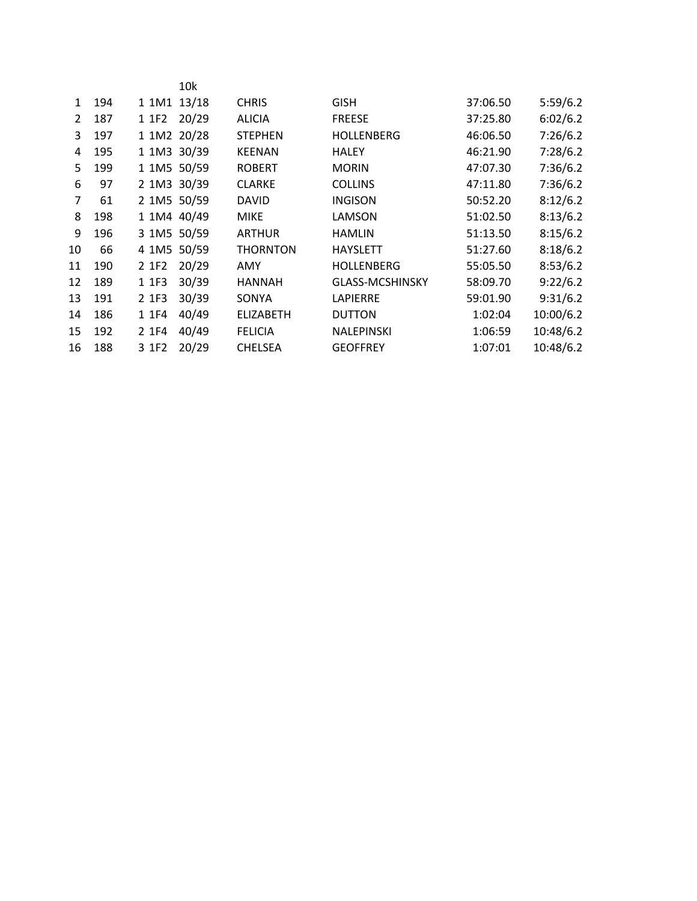| | | | | | | | | |
|---|---|---|---|---|---|---|---|---|
| | | | | 10k | | | | |
| 1 | 194 | 1 | 1M1 | 13/18 | CHRIS | GISH | 37:06.50 | 5:59/6.2 |
| 2 | 187 | 1 | 1F2 | 20/29 | ALICIA | FREESE | 37:25.80 | 6:02/6.2 |
| 3 | 197 | 1 | 1M2 | 20/28 | STEPHEN | HOLLENBERG | 46:06.50 | 7:26/6.2 |
| 4 | 195 | 1 | 1M3 | 30/39 | KEENAN | HALEY | 46:21.90 | 7:28/6.2 |
| 5 | 199 | 1 | 1M5 | 50/59 | ROBERT | MORIN | 47:07.30 | 7:36/6.2 |
| 6 | 97 | 2 | 1M3 | 30/39 | CLARKE | COLLINS | 47:11.80 | 7:36/6.2 |
| 7 | 61 | 2 | 1M5 | 50/59 | DAVID | INGISON | 50:52.20 | 8:12/6.2 |
| 8 | 198 | 1 | 1M4 | 40/49 | MIKE | LAMSON | 51:02.50 | 8:13/6.2 |
| 9 | 196 | 3 | 1M5 | 50/59 | ARTHUR | HAMLIN | 51:13.50 | 8:15/6.2 |
| 10 | 66 | 4 | 1M5 | 50/59 | THORNTON | HAYSLETT | 51:27.60 | 8:18/6.2 |
| 11 | 190 | 2 | 1F2 | 20/29 | AMY | HOLLENBERG | 55:05.50 | 8:53/6.2 |
| 12 | 189 | 1 | 1F3 | 30/39 | HANNAH | GLASS-MCSHINSKY | 58:09.70 | 9:22/6.2 |
| 13 | 191 | 2 | 1F3 | 30/39 | SONYA | LAPIERRE | 59:01.90 | 9:31/6.2 |
| 14 | 186 | 1 | 1F4 | 40/49 | ELIZABETH | DUTTON | 1:02:04 | 10:00/6.2 |
| 15 | 192 | 2 | 1F4 | 40/49 | FELICIA | NALEPINSKI | 1:06:59 | 10:48/6.2 |
| 16 | 188 | 3 | 1F2 | 20/29 | CHELSEA | GEOFFREY | 1:07:01 | 10:48/6.2 |